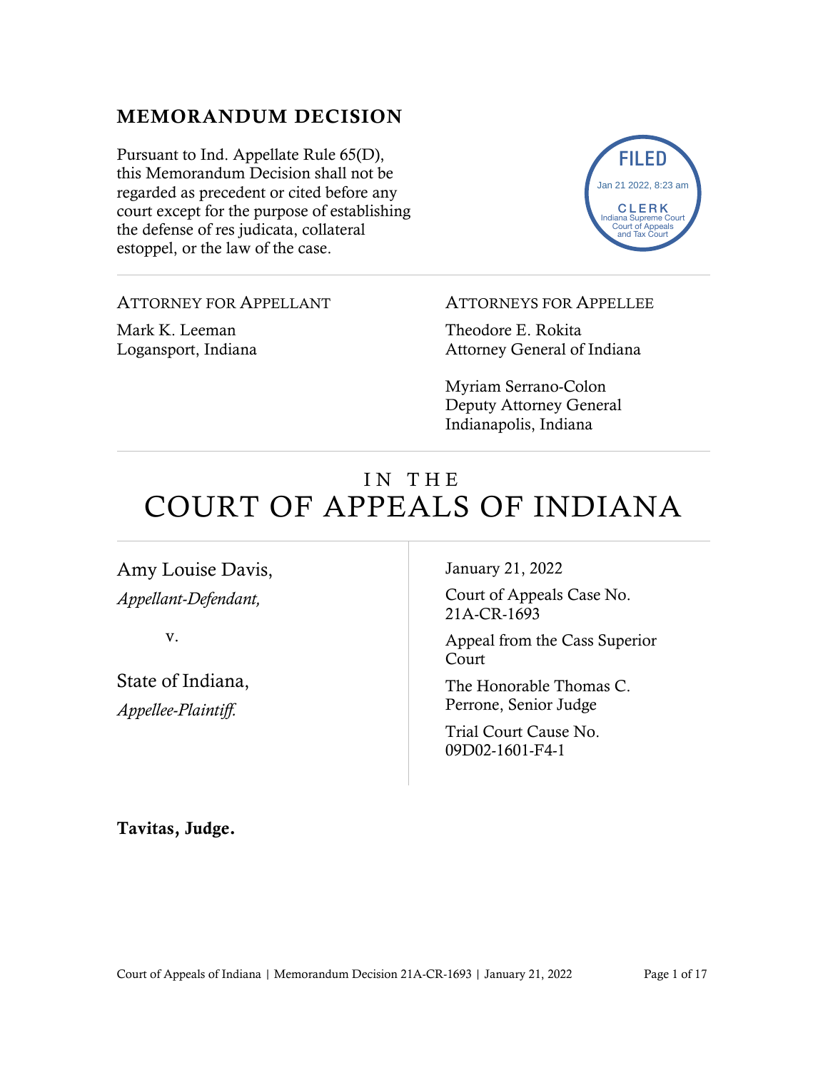## MEMORANDUM DECISION

Pursuant to Ind. Appellate Rule 65(D), this Memorandum Decision shall not be regarded as precedent or cited before any court except for the purpose of establishing the defense of res judicata, collateral estoppel, or the law of the case.

FILED
Jan 21 2022, 8:23 am
CLERK
Indiana Supreme Court
Court of Appeals
and Tax Court

---

ATTORNEY FOR APPELLANT

Mark K. Leeman
Logansport, Indiana

ATTORNEYS FOR APPELLEE

Theodore E. Rokita
Attorney General of Indiana

Myriam Serrano-Colon
Deputy Attorney General
Indianapolis, Indiana

---

# IN THE COURT OF APPEALS OF INDIANA

---

Amy Louise Davis,
*Appellant-Defendant,*

v.

State of Indiana,
*Appellee-Plaintiff.*

January 21, 2022

Court of Appeals Case No. 21A-CR-1693

Appeal from the Cass Superior Court

The Honorable Thomas C. Perrone, Senior Judge

Trial Court Cause No. 09D02-1601-F4-1

**Tavitas, Judge.**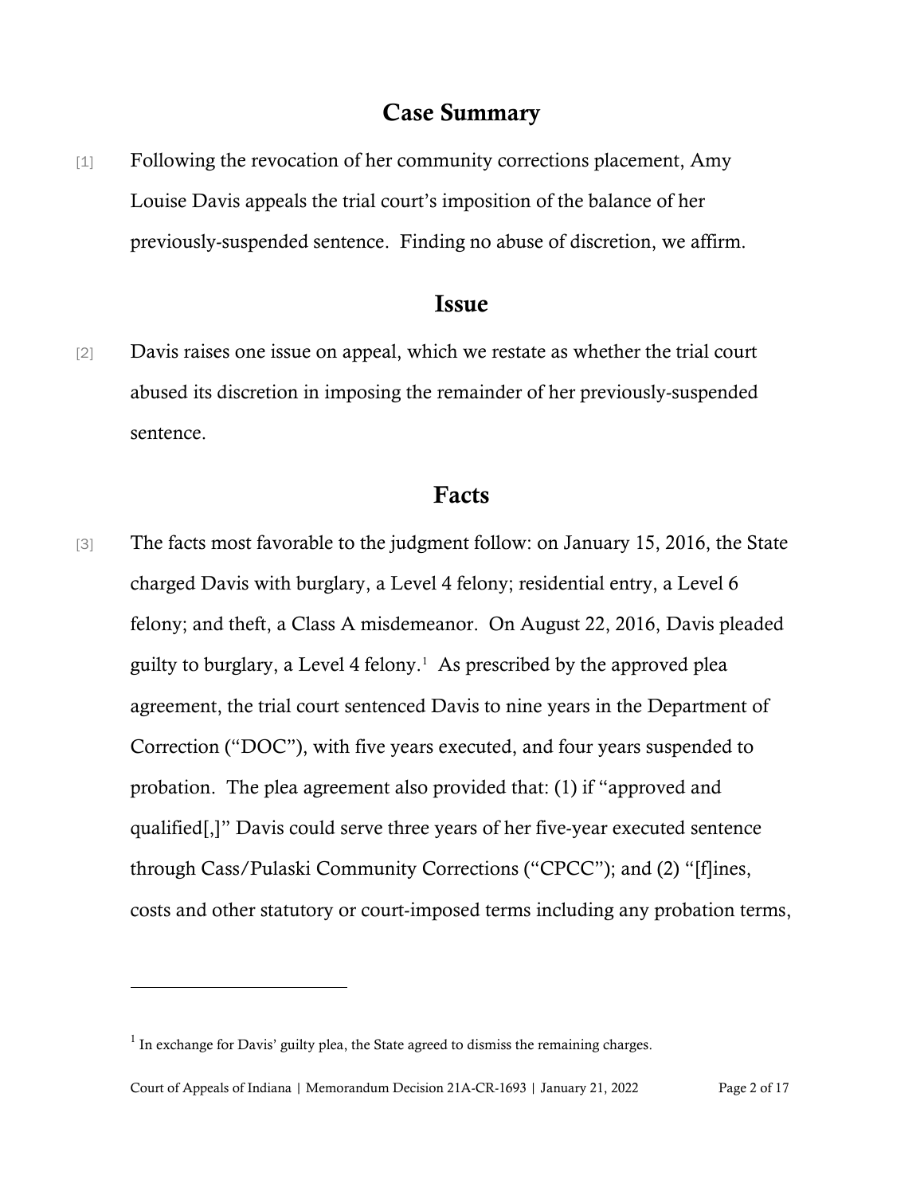## Case Summary

[1] Following the revocation of her community corrections placement, Amy Louise Davis appeals the trial court's imposition of the balance of her previously-suspended sentence. Finding no abuse of discretion, we affirm.

## Issue

[2] Davis raises one issue on appeal, which we restate as whether the trial court abused its discretion in imposing the remainder of her previously-suspended sentence.

## Facts

[3] The facts most favorable to the judgment follow: on January 15, 2016, the State charged Davis with burglary, a Level 4 felony; residential entry, a Level 6 felony; and theft, a Class A misdemeanor. On August 22, 2016, Davis pleaded guilty to burglary, a Level 4 felony.[1] As prescribed by the approved plea agreement, the trial court sentenced Davis to nine years in the Department of Correction ("DOC"), with five years executed, and four years suspended to probation. The plea agreement also provided that: (1) if "approved and qualified[,]" Davis could serve three years of her five-year executed sentence through Cass/Pulaski Community Corrections ("CPCC"); and (2) "[f]ines, costs and other statutory or court-imposed terms including any probation terms,

[1] In exchange for Davis' guilty plea, the State agreed to dismiss the remaining charges.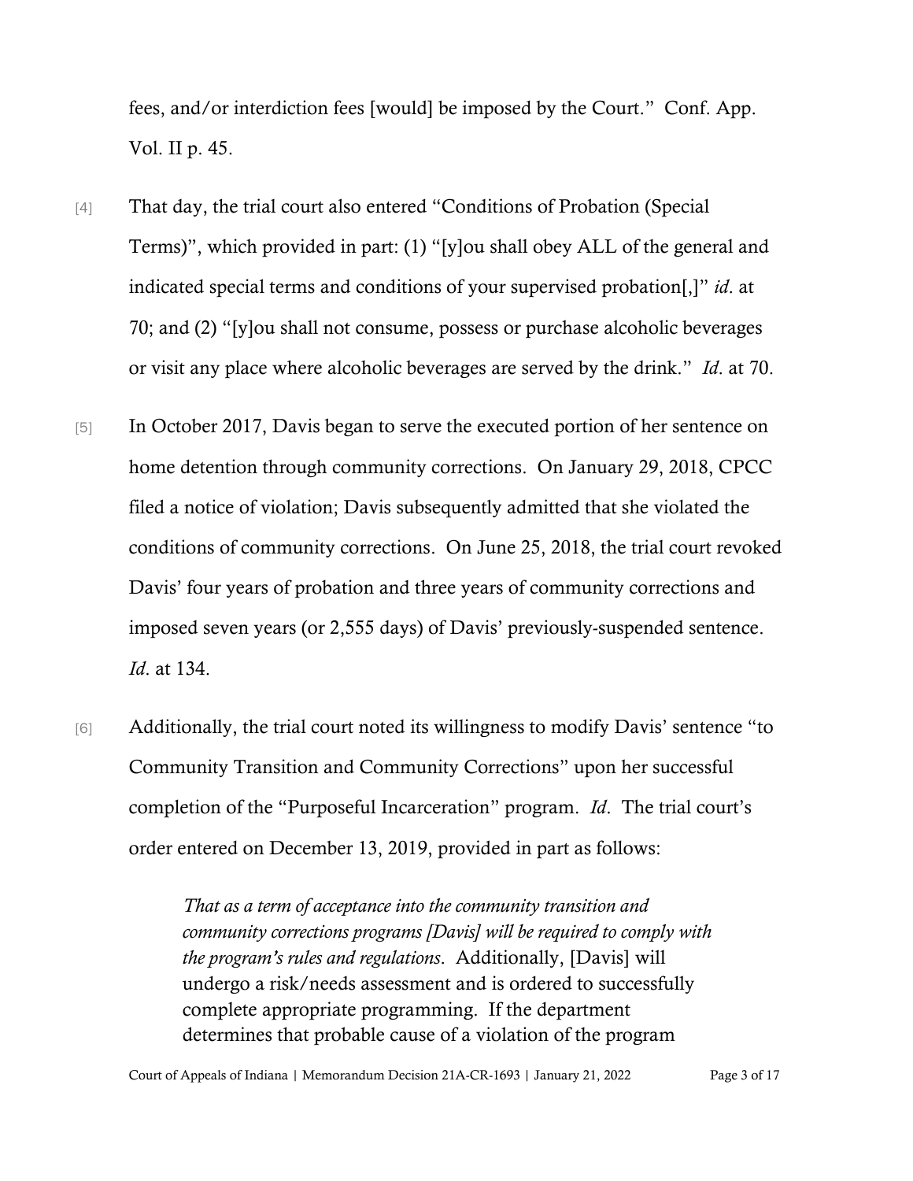fees, and/or interdiction fees [would] be imposed by the Court." Conf. App. Vol. II p. 45.

[4] That day, the trial court also entered "Conditions of Probation (Special Terms)", which provided in part: (1) "[y]ou shall obey ALL of the general and indicated special terms and conditions of your supervised probation[,]" *id*. at 70; and (2) "[y]ou shall not consume, possess or purchase alcoholic beverages or visit any place where alcoholic beverages are served by the drink." *Id*. at 70.

[5] In October 2017, Davis began to serve the executed portion of her sentence on home detention through community corrections. On January 29, 2018, CPCC filed a notice of violation; Davis subsequently admitted that she violated the conditions of community corrections. On June 25, 2018, the trial court revoked Davis' four years of probation and three years of community corrections and imposed seven years (or 2,555 days) of Davis' previously-suspended sentence. *Id*. at 134.

[6] Additionally, the trial court noted its willingness to modify Davis' sentence "to Community Transition and Community Corrections" upon her successful completion of the "Purposeful Incarceration" program. *Id*. The trial court's order entered on December 13, 2019, provided in part as follows:

> *That as a term of acceptance into the community transition and community corrections programs [Davis] will be required to comply with the program's rules and regulations*. Additionally, [Davis] will undergo a risk/needs assessment and is ordered to successfully complete appropriate programming. If the department determines that probable cause of a violation of the program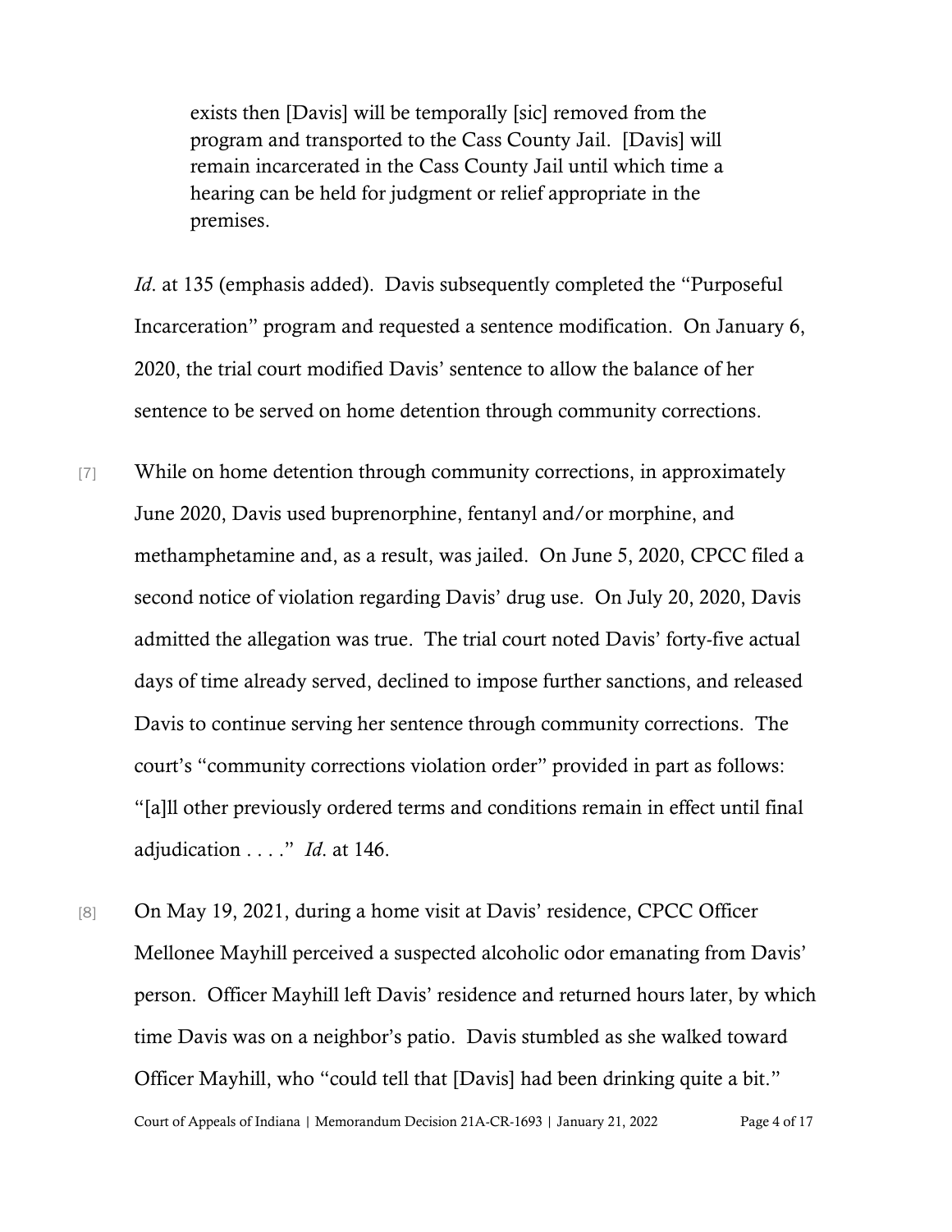> exists then [Davis] will be temporally [sic] removed from the program and transported to the Cass County Jail. [Davis] will remain incarcerated in the Cass County Jail until which time a hearing can be held for judgment or relief appropriate in the premises.

*Id*. at 135 (emphasis added). Davis subsequently completed the "Purposeful Incarceration" program and requested a sentence modification. On January 6, 2020, the trial court modified Davis' sentence to allow the balance of her sentence to be served on home detention through community corrections.

[7] While on home detention through community corrections, in approximately June 2020, Davis used buprenorphine, fentanyl and/or morphine, and methamphetamine and, as a result, was jailed. On June 5, 2020, CPCC filed a second notice of violation regarding Davis' drug use. On July 20, 2020, Davis admitted the allegation was true. The trial court noted Davis' forty-five actual days of time already served, declined to impose further sanctions, and released Davis to continue serving her sentence through community corrections. The court's "community corrections violation order" provided in part as follows: "[a]ll other previously ordered terms and conditions remain in effect until final adjudication . . . ." *Id*. at 146.

[8] On May 19, 2021, during a home visit at Davis' residence, CPCC Officer Mellonee Mayhill perceived a suspected alcoholic odor emanating from Davis' person. Officer Mayhill left Davis' residence and returned hours later, by which time Davis was on a neighbor's patio. Davis stumbled as she walked toward Officer Mayhill, who "could tell that [Davis] had been drinking quite a bit."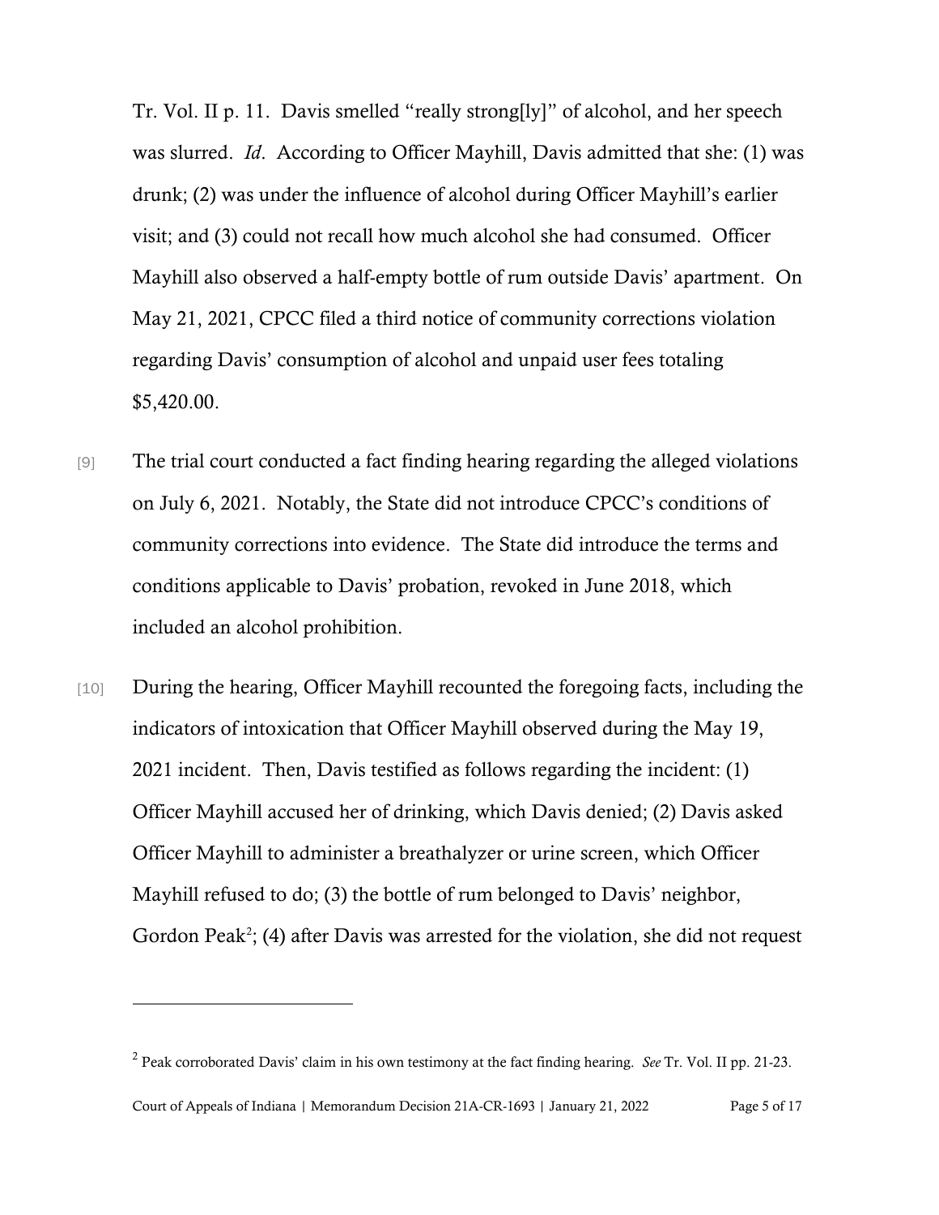Tr. Vol. II p. 11. Davis smelled "really strong[ly]" of alcohol, and her speech was slurred. *Id*. According to Officer Mayhill, Davis admitted that she: (1) was drunk; (2) was under the influence of alcohol during Officer Mayhill's earlier visit; and (3) could not recall how much alcohol she had consumed. Officer Mayhill also observed a half-empty bottle of rum outside Davis' apartment. On May 21, 2021, CPCC filed a third notice of community corrections violation regarding Davis' consumption of alcohol and unpaid user fees totaling $5,420.00.

[9] The trial court conducted a fact finding hearing regarding the alleged violations on July 6, 2021. Notably, the State did not introduce CPCC's conditions of community corrections into evidence. The State did introduce the terms and conditions applicable to Davis' probation, revoked in June 2018, which included an alcohol prohibition.

[10] During the hearing, Officer Mayhill recounted the foregoing facts, including the indicators of intoxication that Officer Mayhill observed during the May 19, 2021 incident. Then, Davis testified as follows regarding the incident: (1) Officer Mayhill accused her of drinking, which Davis denied; (2) Davis asked Officer Mayhill to administer a breathalyzer or urine screen, which Officer Mayhill refused to do; (3) the bottle of rum belonged to Davis' neighbor, Gordon Peak[2]; (4) after Davis was arrested for the violation, she did not request

[2] Peak corroborated Davis' claim in his own testimony at the fact finding hearing. *See* Tr. Vol. II pp. 21-23.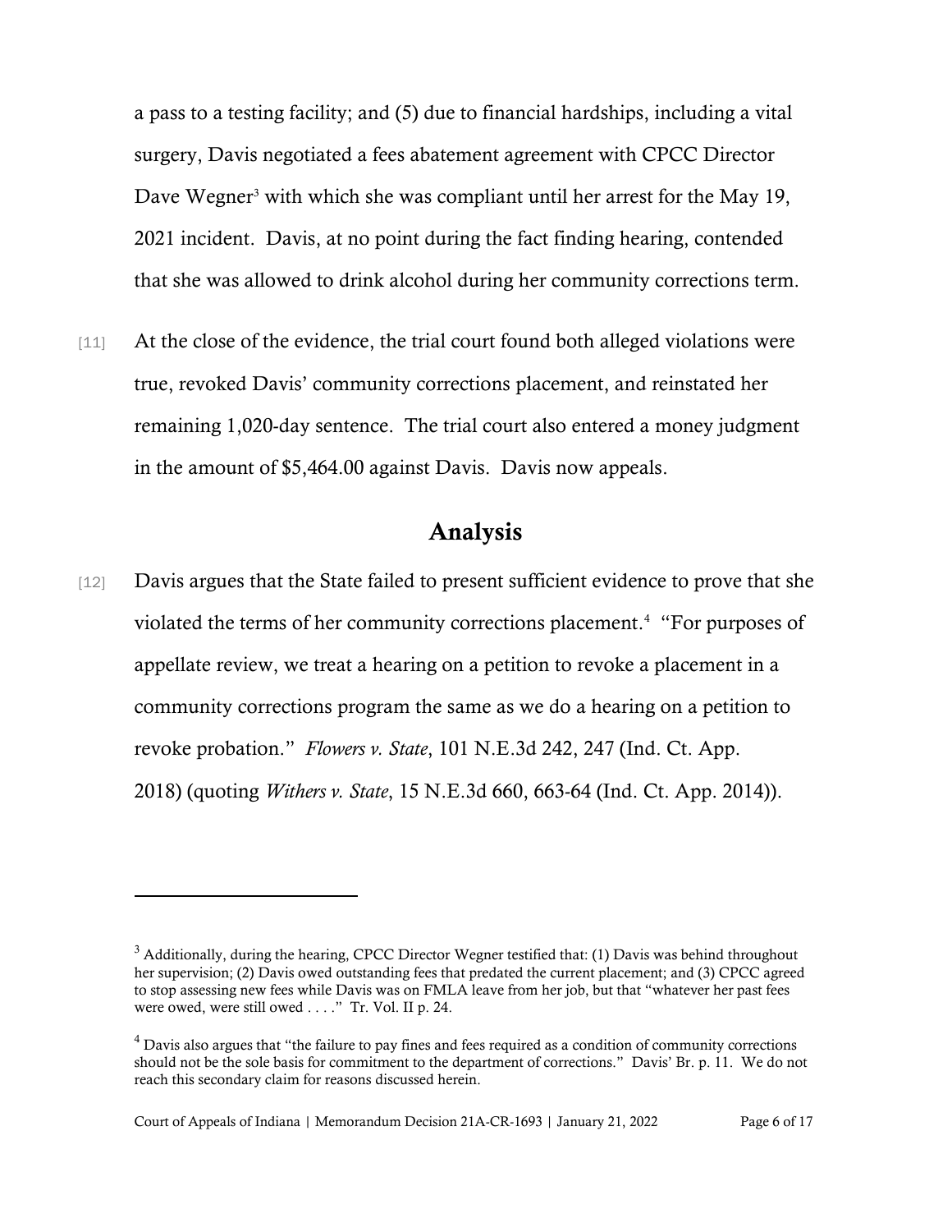a pass to a testing facility; and (5) due to financial hardships, including a vital surgery, Davis negotiated a fees abatement agreement with CPCC Director Dave Wegner[3] with which she was compliant until her arrest for the May 19, 2021 incident. Davis, at no point during the fact finding hearing, contended that she was allowed to drink alcohol during her community corrections term.

[11] At the close of the evidence, the trial court found both alleged violations were true, revoked Davis' community corrections placement, and reinstated her remaining 1,020-day sentence. The trial court also entered a money judgment in the amount of $5,464.00 against Davis. Davis now appeals.

## Analysis

[12] Davis argues that the State failed to present sufficient evidence to prove that she violated the terms of her community corrections placement.[4] "For purposes of appellate review, we treat a hearing on a petition to revoke a placement in a community corrections program the same as we do a hearing on a petition to revoke probation." *Flowers v. State*, 101 N.E.3d 242, 247 (Ind. Ct. App. 2018) (quoting *Withers v. State*, 15 N.E.3d 660, 663-64 (Ind. Ct. App. 2014)).

---

[3] Additionally, during the hearing, CPCC Director Wegner testified that: (1) Davis was behind throughout her supervision; (2) Davis owed outstanding fees that predated the current placement; and (3) CPCC agreed to stop assessing new fees while Davis was on FMLA leave from her job, but that "whatever her past fees were owed, were still owed . . . ." Tr. Vol. II p. 24.

[4] Davis also argues that "the failure to pay fines and fees required as a condition of community corrections should not be the sole basis for commitment to the department of corrections." Davis' Br. p. 11. We do not reach this secondary claim for reasons discussed herein.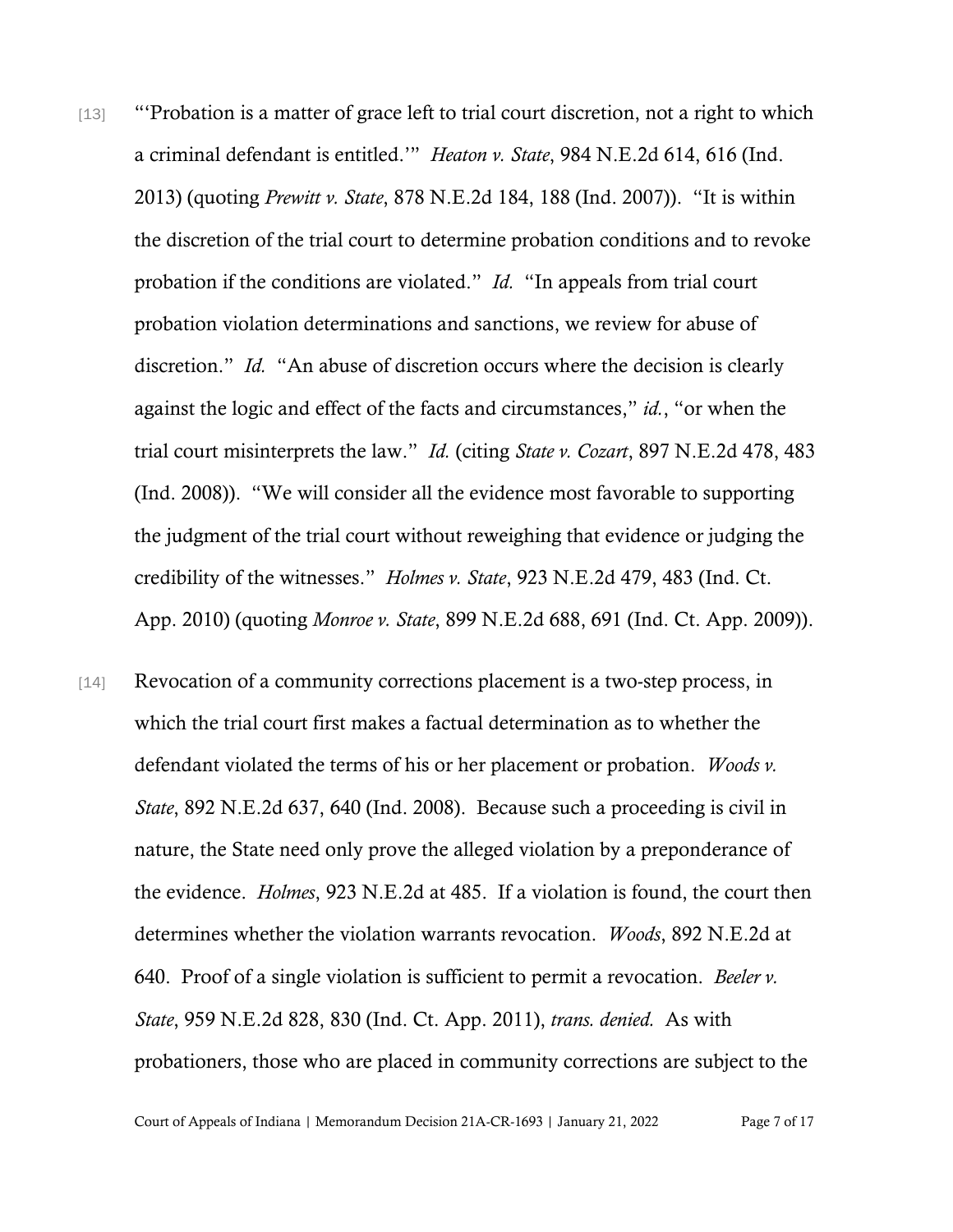[13] "'Probation is a matter of grace left to trial court discretion, not a right to which a criminal defendant is entitled.'" *Heaton v. State*, 984 N.E.2d 614, 616 (Ind. 2013) (quoting *Prewitt v. State*, 878 N.E.2d 184, 188 (Ind. 2007)). "It is within the discretion of the trial court to determine probation conditions and to revoke probation if the conditions are violated." *Id.* "In appeals from trial court probation violation determinations and sanctions, we review for abuse of discretion." *Id.* "An abuse of discretion occurs where the decision is clearly against the logic and effect of the facts and circumstances," *id.*, "or when the trial court misinterprets the law." *Id.* (citing *State v. Cozart*, 897 N.E.2d 478, 483 (Ind. 2008)). "We will consider all the evidence most favorable to supporting the judgment of the trial court without reweighing that evidence or judging the credibility of the witnesses." *Holmes v. State*, 923 N.E.2d 479, 483 (Ind. Ct. App. 2010) (quoting *Monroe v. State*, 899 N.E.2d 688, 691 (Ind. Ct. App. 2009)).

[14] Revocation of a community corrections placement is a two-step process, in which the trial court first makes a factual determination as to whether the defendant violated the terms of his or her placement or probation. *Woods v. State*, 892 N.E.2d 637, 640 (Ind. 2008). Because such a proceeding is civil in nature, the State need only prove the alleged violation by a preponderance of the evidence. *Holmes*, 923 N.E.2d at 485. If a violation is found, the court then determines whether the violation warrants revocation. *Woods*, 892 N.E.2d at 640. Proof of a single violation is sufficient to permit a revocation. *Beeler v. State*, 959 N.E.2d 828, 830 (Ind. Ct. App. 2011), *trans. denied.* As with probationers, those who are placed in community corrections are subject to the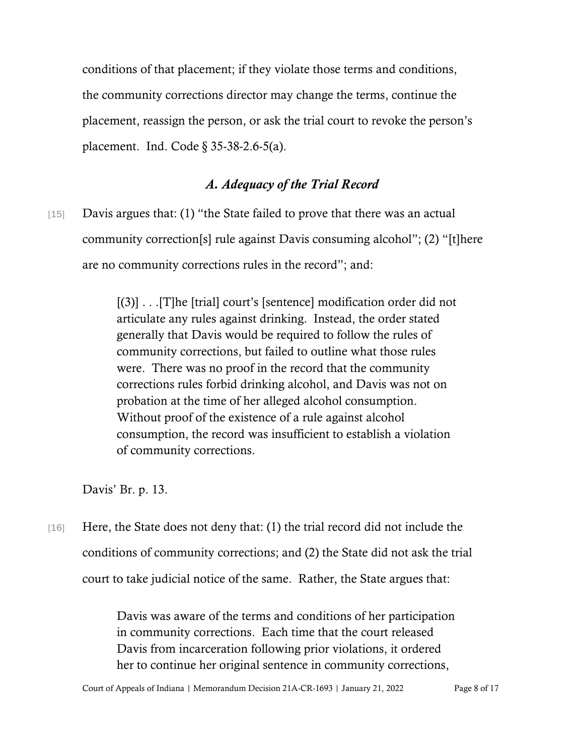conditions of that placement; if they violate those terms and conditions, the community corrections director may change the terms, continue the placement, reassign the person, or ask the trial court to revoke the person's placement. Ind. Code § 35-38-2.6-5(a).

### *A. Adequacy of the Trial Record*

[15] Davis argues that: (1) "the State failed to prove that there was an actual community correction[s] rule against Davis consuming alcohol"; (2) "[t]here are no community corrections rules in the record"; and:

> [(3)] . . .[T]he [trial] court's [sentence] modification order did not articulate any rules against drinking. Instead, the order stated generally that Davis would be required to follow the rules of community corrections, but failed to outline what those rules were. There was no proof in the record that the community corrections rules forbid drinking alcohol, and Davis was not on probation at the time of her alleged alcohol consumption. Without proof of the existence of a rule against alcohol consumption, the record was insufficient to establish a violation of community corrections.

Davis' Br. p. 13.

[16] Here, the State does not deny that: (1) the trial record did not include the conditions of community corrections; and (2) the State did not ask the trial court to take judicial notice of the same. Rather, the State argues that:

> Davis was aware of the terms and conditions of her participation in community corrections. Each time that the court released Davis from incarceration following prior violations, it ordered her to continue her original sentence in community corrections,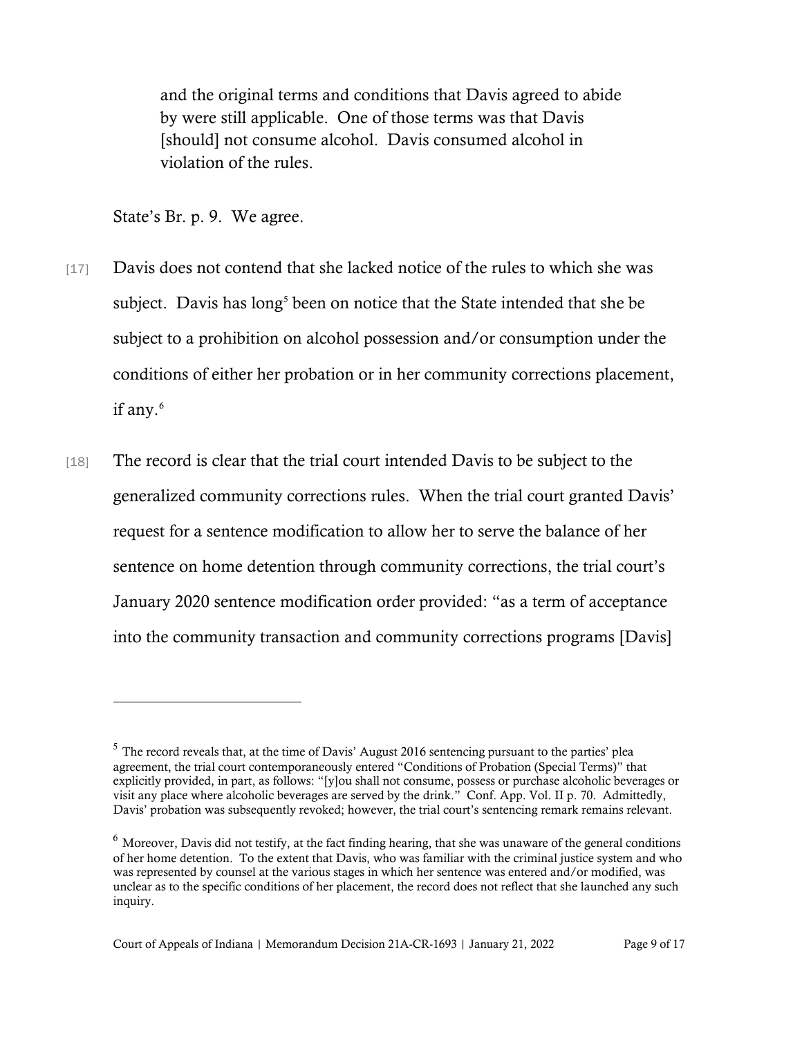> and the original terms and conditions that Davis agreed to abide by were still applicable. One of those terms was that Davis [should] not consume alcohol. Davis consumed alcohol in violation of the rules.

State's Br. p. 9. We agree.

[17] Davis does not contend that she lacked notice of the rules to which she was subject. Davis has long[5] been on notice that the State intended that she be subject to a prohibition on alcohol possession and/or consumption under the conditions of either her probation or in her community corrections placement, if any.[6]

[18] The record is clear that the trial court intended Davis to be subject to the generalized community corrections rules. When the trial court granted Davis' request for a sentence modification to allow her to serve the balance of her sentence on home detention through community corrections, the trial court's January 2020 sentence modification order provided: "as a term of acceptance into the community transaction and community corrections programs [Davis]

---

[5] The record reveals that, at the time of Davis' August 2016 sentencing pursuant to the parties' plea agreement, the trial court contemporaneously entered "Conditions of Probation (Special Terms)" that explicitly provided, in part, as follows: "[y]ou shall not consume, possess or purchase alcoholic beverages or visit any place where alcoholic beverages are served by the drink." Conf. App. Vol. II p. 70. Admittedly, Davis' probation was subsequently revoked; however, the trial court's sentencing remark remains relevant.

[6] Moreover, Davis did not testify, at the fact finding hearing, that she was unaware of the general conditions of her home detention. To the extent that Davis, who was familiar with the criminal justice system and who was represented by counsel at the various stages in which her sentence was entered and/or modified, was unclear as to the specific conditions of her placement, the record does not reflect that she launched any such inquiry.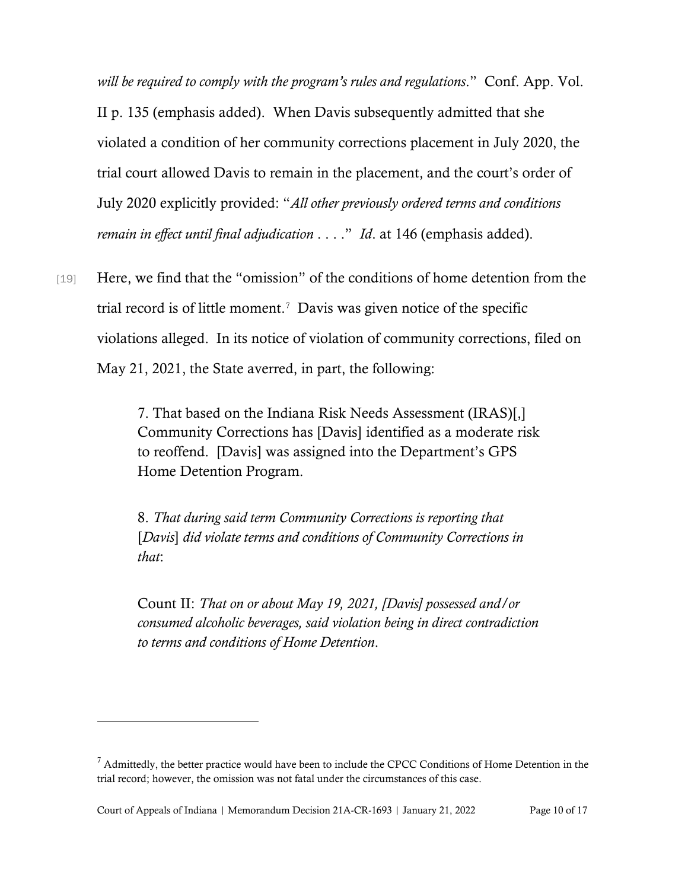*will be required to comply with the program's rules and regulations*." Conf. App. Vol. II p. 135 (emphasis added). When Davis subsequently admitted that she violated a condition of her community corrections placement in July 2020, the trial court allowed Davis to remain in the placement, and the court's order of July 2020 explicitly provided: "*All other previously ordered terms and conditions remain in effect until final adjudication* . . . ." *Id*. at 146 (emphasis added).

[19] Here, we find that the "omission" of the conditions of home detention from the trial record is of little moment.[7] Davis was given notice of the specific violations alleged. In its notice of violation of community corrections, filed on May 21, 2021, the State averred, in part, the following:

> 7. That based on the Indiana Risk Needs Assessment (IRAS)[,] Community Corrections has [Davis] identified as a moderate risk to reoffend. [Davis] was assigned into the Department's GPS Home Detention Program.
>
> 8. *That during said term Community Corrections is reporting that [Davis] did violate terms and conditions of Community Corrections in that*:
>
> Count II: *That on or about May 19, 2021, [Davis] possessed and/or consumed alcoholic beverages, said violation being in direct contradiction to terms and conditions of Home Detention*.

---

[7] Admittedly, the better practice would have been to include the CPCC Conditions of Home Detention in the trial record; however, the omission was not fatal under the circumstances of this case.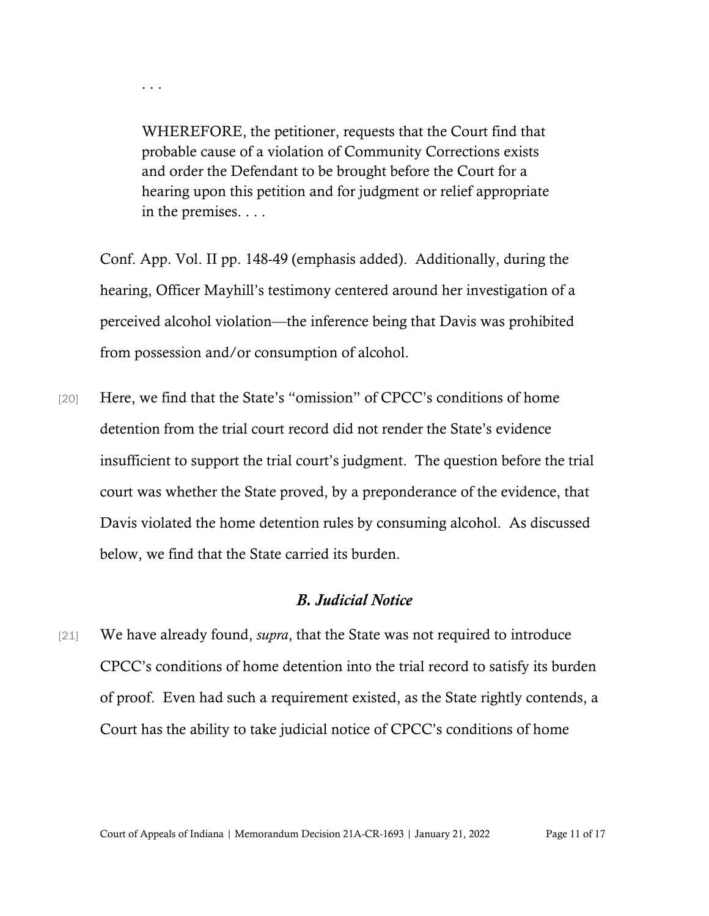. . .

> WHEREFORE, the petitioner, requests that the Court find that probable cause of a violation of Community Corrections exists and order the Defendant to be brought before the Court for a hearing upon this petition and for judgment or relief appropriate in the premises. . . .

Conf. App. Vol. II pp. 148-49 (emphasis added). Additionally, during the hearing, Officer Mayhill's testimony centered around her investigation of a perceived alcohol violation—the inference being that Davis was prohibited from possession and/or consumption of alcohol.

[20] Here, we find that the State's "omission" of CPCC's conditions of home detention from the trial court record did not render the State's evidence insufficient to support the trial court's judgment. The question before the trial court was whether the State proved, by a preponderance of the evidence, that Davis violated the home detention rules by consuming alcohol. As discussed below, we find that the State carried its burden.

### *B. Judicial Notice*

[21] We have already found, *supra*, that the State was not required to introduce CPCC's conditions of home detention into the trial record to satisfy its burden of proof. Even had such a requirement existed, as the State rightly contends, a Court has the ability to take judicial notice of CPCC's conditions of home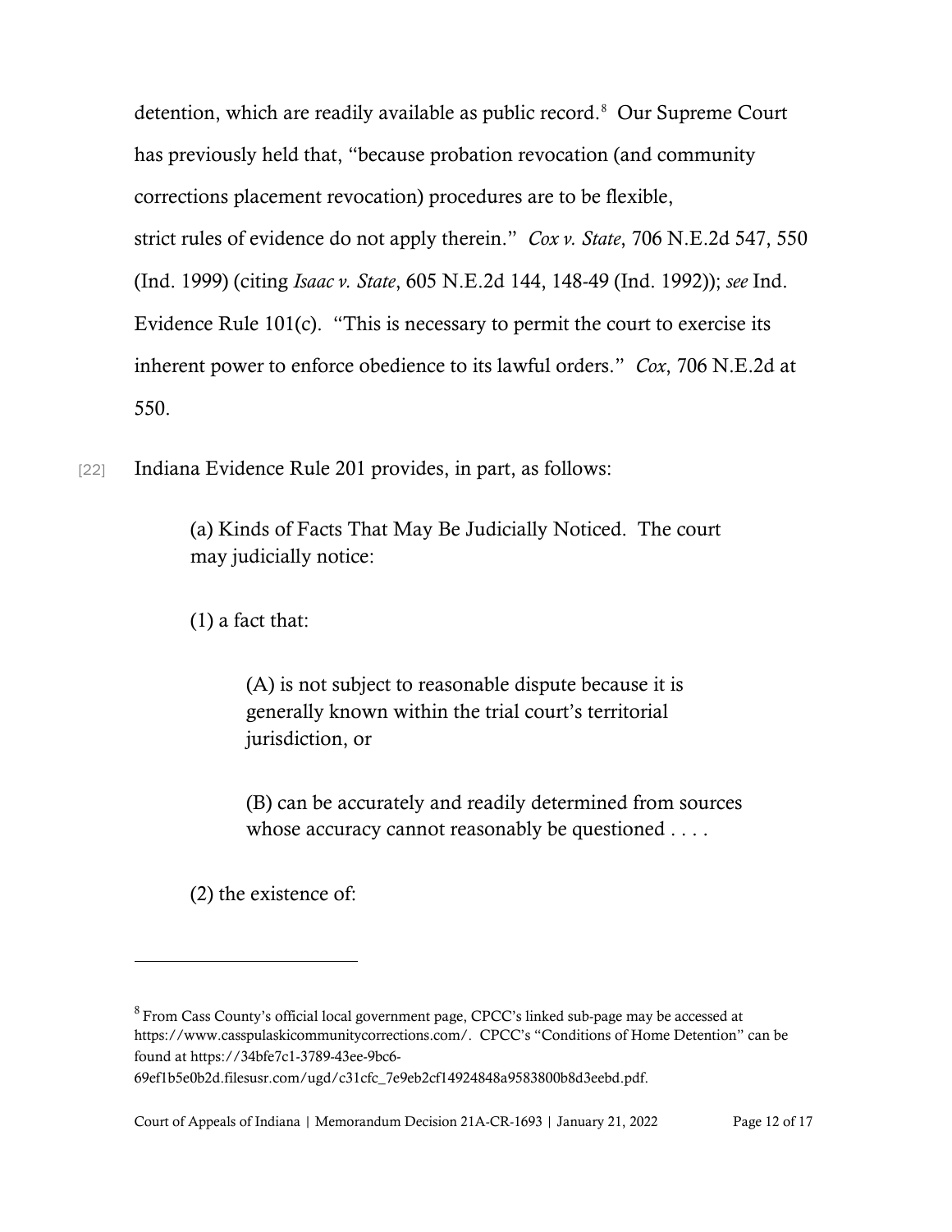detention, which are readily available as public record.[8] Our Supreme Court has previously held that, "because probation revocation (and community corrections placement revocation) procedures are to be flexible, strict rules of evidence do not apply therein." *Cox v. State*, 706 N.E.2d 547, 550 (Ind. 1999) (citing *Isaac v. State*, 605 N.E.2d 144, 148-49 (Ind. 1992)); *see* Ind. Evidence Rule 101(c). "This is necessary to permit the court to exercise its inherent power to enforce obedience to its lawful orders." *Cox*, 706 N.E.2d at 550.

[22] Indiana Evidence Rule 201 provides, in part, as follows:

> (a) Kinds of Facts That May Be Judicially Noticed. The court may judicially notice:
>
> (1) a fact that:
>
> > (A) is not subject to reasonable dispute because it is generally known within the trial court's territorial jurisdiction, or
> >
> > (B) can be accurately and readily determined from sources whose accuracy cannot reasonably be questioned . . . .
>
> (2) the existence of:

---

[8] From Cass County's official local government page, CPCC's linked sub-page may be accessed at https://www.casspulaskicommunitycorrections.com/. CPCC's "Conditions of Home Detention" can be found at https://34bfe7c1-3789-43ee-9bc6-69ef1b5e0b2d.filesusr.com/ugd/c31cfc_7e9eb2cf14924848a9583800b8d3eebd.pdf.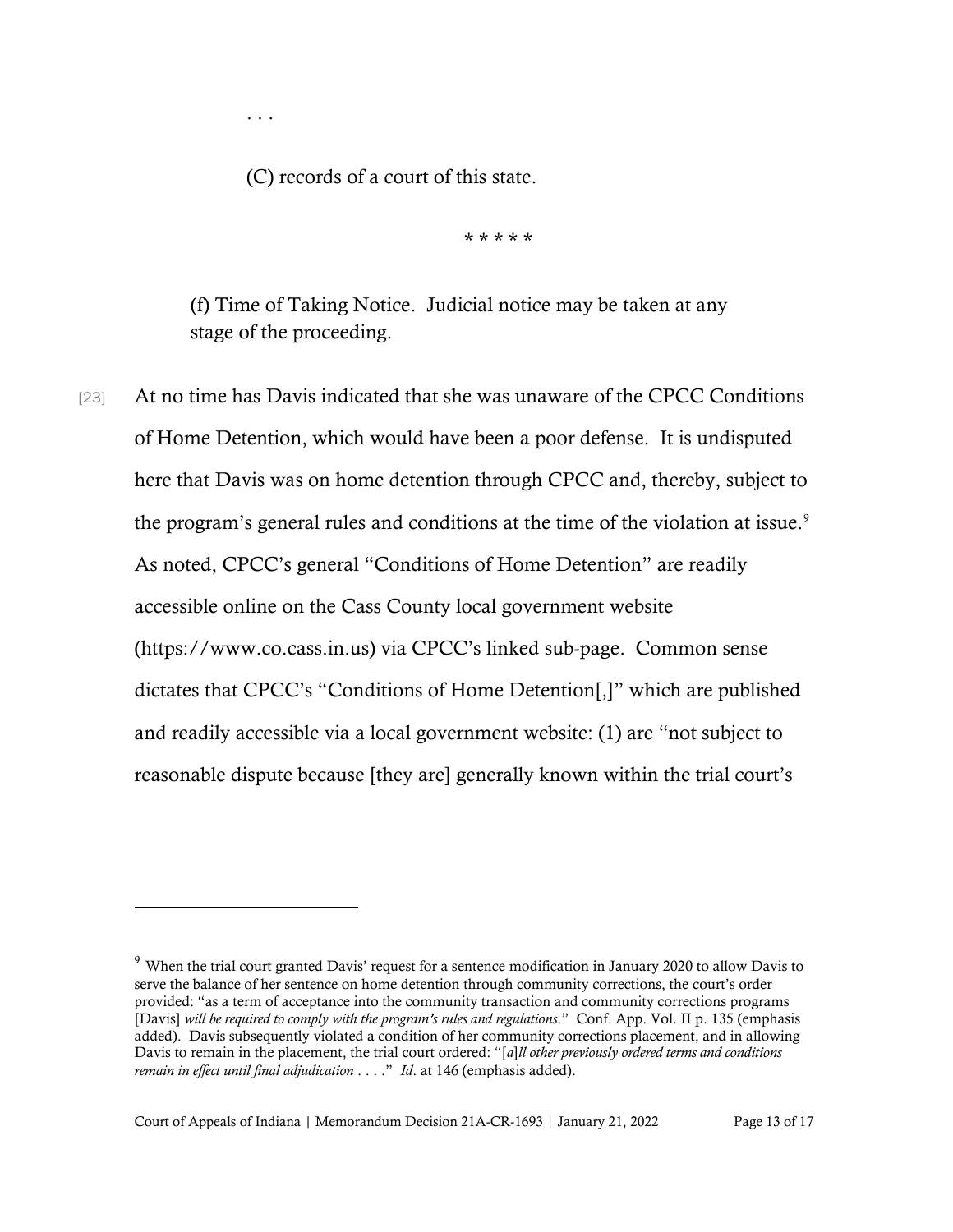. . .

(C) records of a court of this state.

\* \* \* \* \*

(f) Time of Taking Notice. Judicial notice may be taken at any stage of the proceeding.

[23] At no time has Davis indicated that she was unaware of the CPCC Conditions of Home Detention, which would have been a poor defense. It is undisputed here that Davis was on home detention through CPCC and, thereby, subject to the program's general rules and conditions at the time of the violation at issue.[9] As noted, CPCC's general "Conditions of Home Detention" are readily accessible online on the Cass County local government website (https://www.co.cass.in.us) via CPCC's linked sub-page. Common sense dictates that CPCC's "Conditions of Home Detention[,]" which are published and readily accessible via a local government website: (1) are "not subject to reasonable dispute because [they are] generally known within the trial court's

---

[9] When the trial court granted Davis' request for a sentence modification in January 2020 to allow Davis to serve the balance of her sentence on home detention through community corrections, the court's order provided: "as a term of acceptance into the community transaction and community corrections programs [Davis] *will be required to comply with the program's rules and regulations*." Conf. App. Vol. II p. 135 (emphasis added). Davis subsequently violated a condition of her community corrections placement, and in allowing Davis to remain in the placement, the trial court ordered: "[*a*]*ll other previously ordered terms and conditions remain in effect until final adjudication* . . . ." *Id*. at 146 (emphasis added).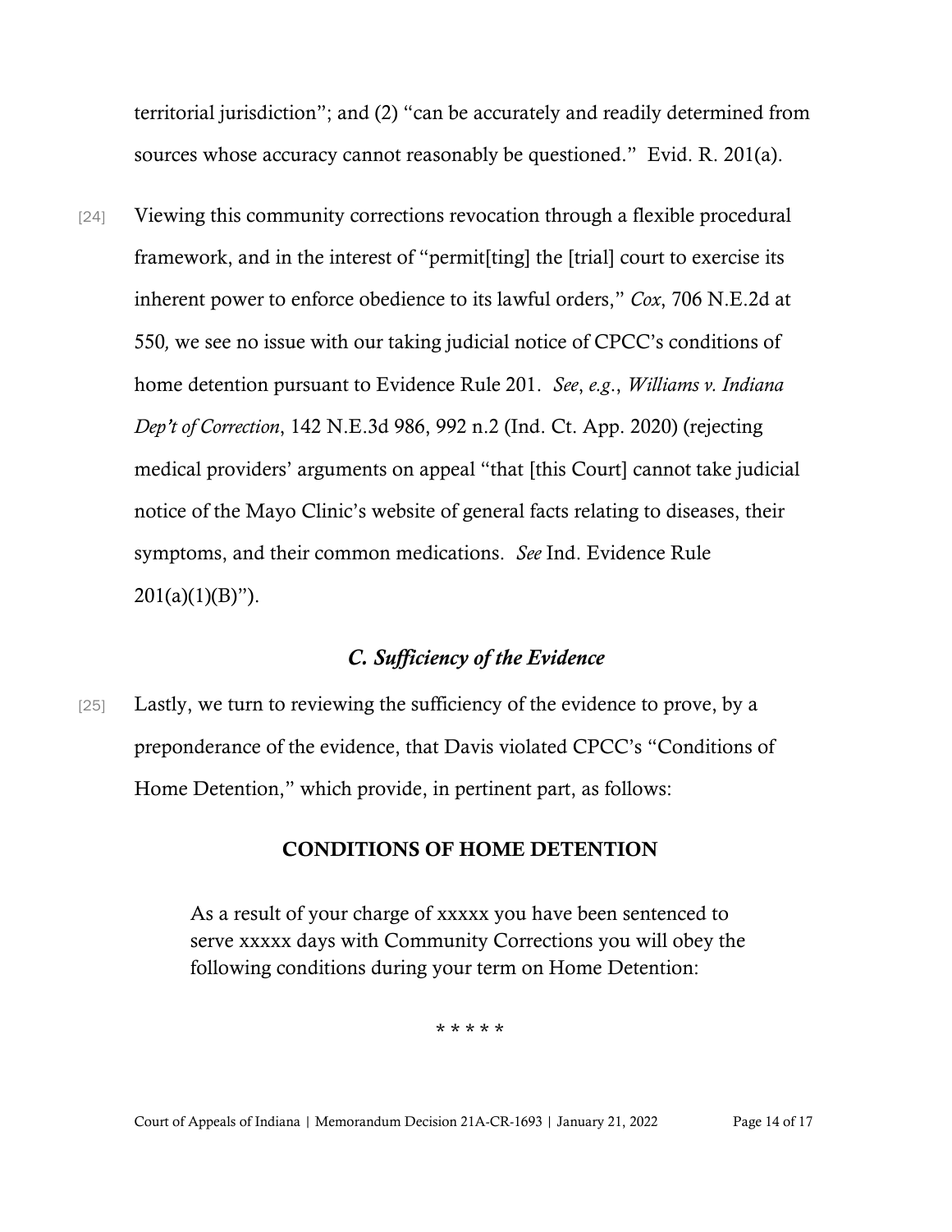territorial jurisdiction"; and (2) "can be accurately and readily determined from sources whose accuracy cannot reasonably be questioned." Evid. R. 201(a).

[24] Viewing this community corrections revocation through a flexible procedural framework, and in the interest of "permit[ting] the [trial] court to exercise its inherent power to enforce obedience to its lawful orders," *Cox*, 706 N.E.2d at 550*,* we see no issue with our taking judicial notice of CPCC's conditions of home detention pursuant to Evidence Rule 201. *See*, *e.g*., *Williams v. Indiana Dep't of Correction*, 142 N.E.3d 986, 992 n.2 (Ind. Ct. App. 2020) (rejecting medical providers' arguments on appeal "that [this Court] cannot take judicial notice of the Mayo Clinic's website of general facts relating to diseases, their symptoms, and their common medications. *See* Ind. Evidence Rule 201(a)(1)(B)").

### *C. Sufficiency of the Evidence*

[25] Lastly, we turn to reviewing the sufficiency of the evidence to prove, by a preponderance of the evidence, that Davis violated CPCC's "Conditions of Home Detention," which provide, in pertinent part, as follows:

> **CONDITIONS OF HOME DETENTION**
>
> As a result of your charge of xxxxx you have been sentenced to serve xxxxx days with Community Corrections you will obey the following conditions during your term on Home Detention:
>
> * * * * *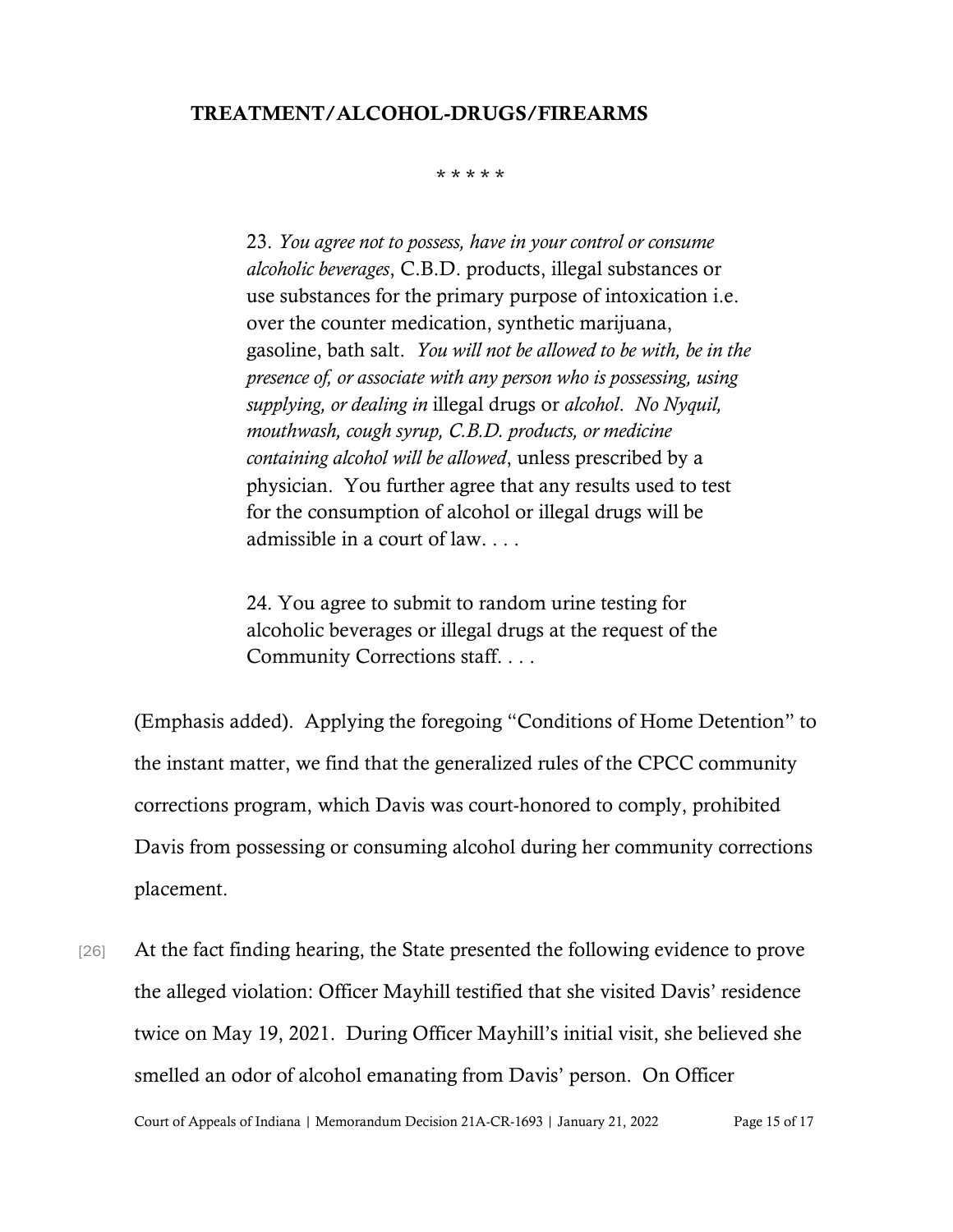**TREATMENT/ALCOHOL-DRUGS/FIREARMS**

\* \* \* \* \*

> 23. *You agree not to possess, have in your control or consume alcoholic beverages*, C.B.D. products, illegal substances or use substances for the primary purpose of intoxication i.e. over the counter medication, synthetic marijuana, gasoline, bath salt. *You will not be allowed to be with, be in the presence of, or associate with any person who is possessing, using supplying, or dealing in* illegal drugs or *alcohol*. *No Nyquil, mouthwash, cough syrup, C.B.D. products, or medicine containing alcohol will be allowed*, unless prescribed by a physician. You further agree that any results used to test for the consumption of alcohol or illegal drugs will be admissible in a court of law. . . .
>
> 24. You agree to submit to random urine testing for alcoholic beverages or illegal drugs at the request of the Community Corrections staff. . . .

(Emphasis added). Applying the foregoing "Conditions of Home Detention" to the instant matter, we find that the generalized rules of the CPCC community corrections program, which Davis was court-honored to comply, prohibited Davis from possessing or consuming alcohol during her community corrections placement.

[26] At the fact finding hearing, the State presented the following evidence to prove the alleged violation: Officer Mayhill testified that she visited Davis' residence twice on May 19, 2021. During Officer Mayhill's initial visit, she believed she smelled an odor of alcohol emanating from Davis' person. On Officer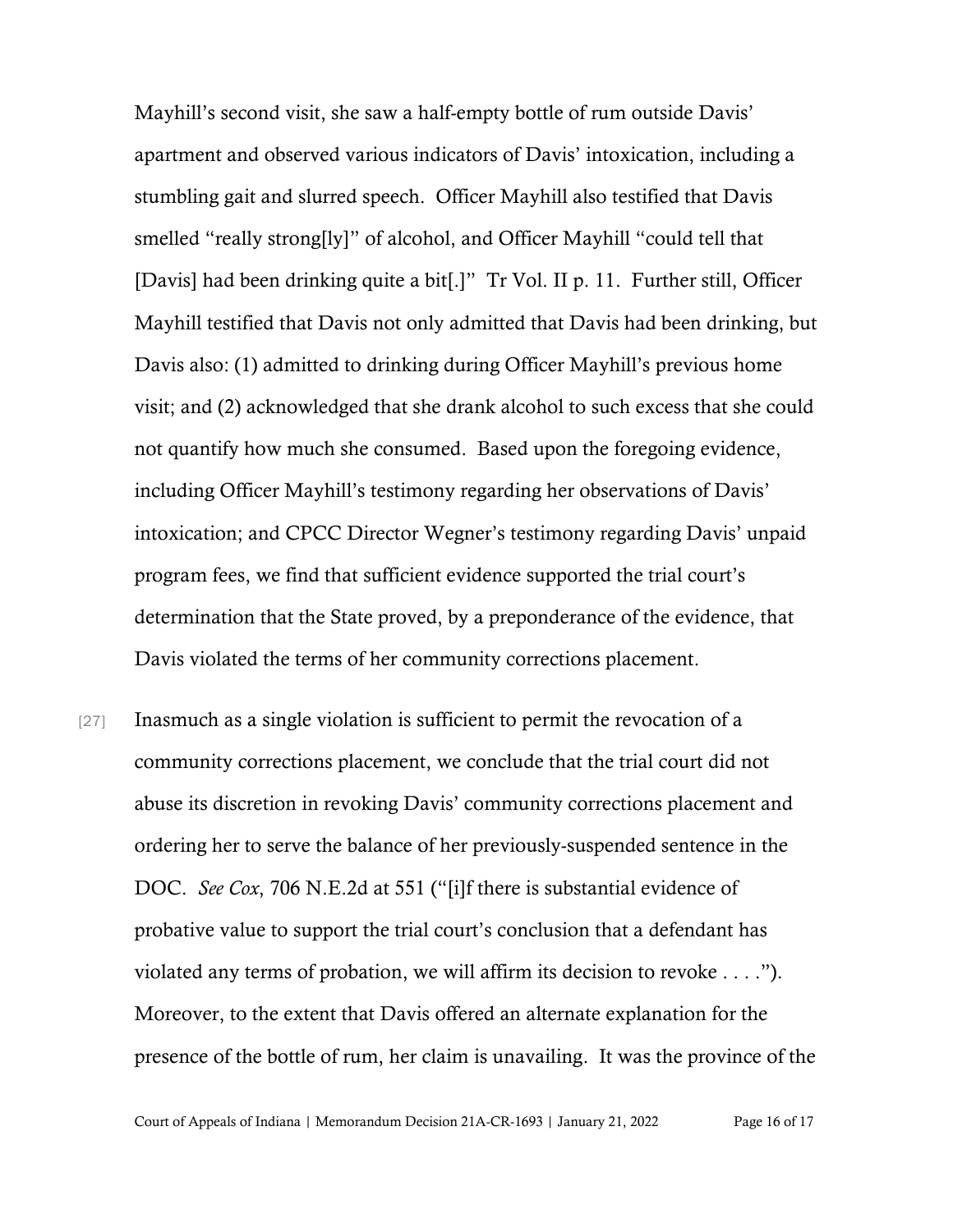Mayhill's second visit, she saw a half-empty bottle of rum outside Davis' apartment and observed various indicators of Davis' intoxication, including a stumbling gait and slurred speech. Officer Mayhill also testified that Davis smelled "really strong[ly]" of alcohol, and Officer Mayhill "could tell that [Davis] had been drinking quite a bit[.]" Tr Vol. II p. 11. Further still, Officer Mayhill testified that Davis not only admitted that Davis had been drinking, but Davis also: (1) admitted to drinking during Officer Mayhill's previous home visit; and (2) acknowledged that she drank alcohol to such excess that she could not quantify how much she consumed. Based upon the foregoing evidence, including Officer Mayhill's testimony regarding her observations of Davis' intoxication; and CPCC Director Wegner's testimony regarding Davis' unpaid program fees, we find that sufficient evidence supported the trial court's determination that the State proved, by a preponderance of the evidence, that Davis violated the terms of her community corrections placement.

[27] Inasmuch as a single violation is sufficient to permit the revocation of a community corrections placement, we conclude that the trial court did not abuse its discretion in revoking Davis' community corrections placement and ordering her to serve the balance of her previously-suspended sentence in the DOC. *See Cox*, 706 N.E.2d at 551 ("[i]f there is substantial evidence of probative value to support the trial court's conclusion that a defendant has violated any terms of probation, we will affirm its decision to revoke . . . ."). Moreover, to the extent that Davis offered an alternate explanation for the presence of the bottle of rum, her claim is unavailing. It was the province of the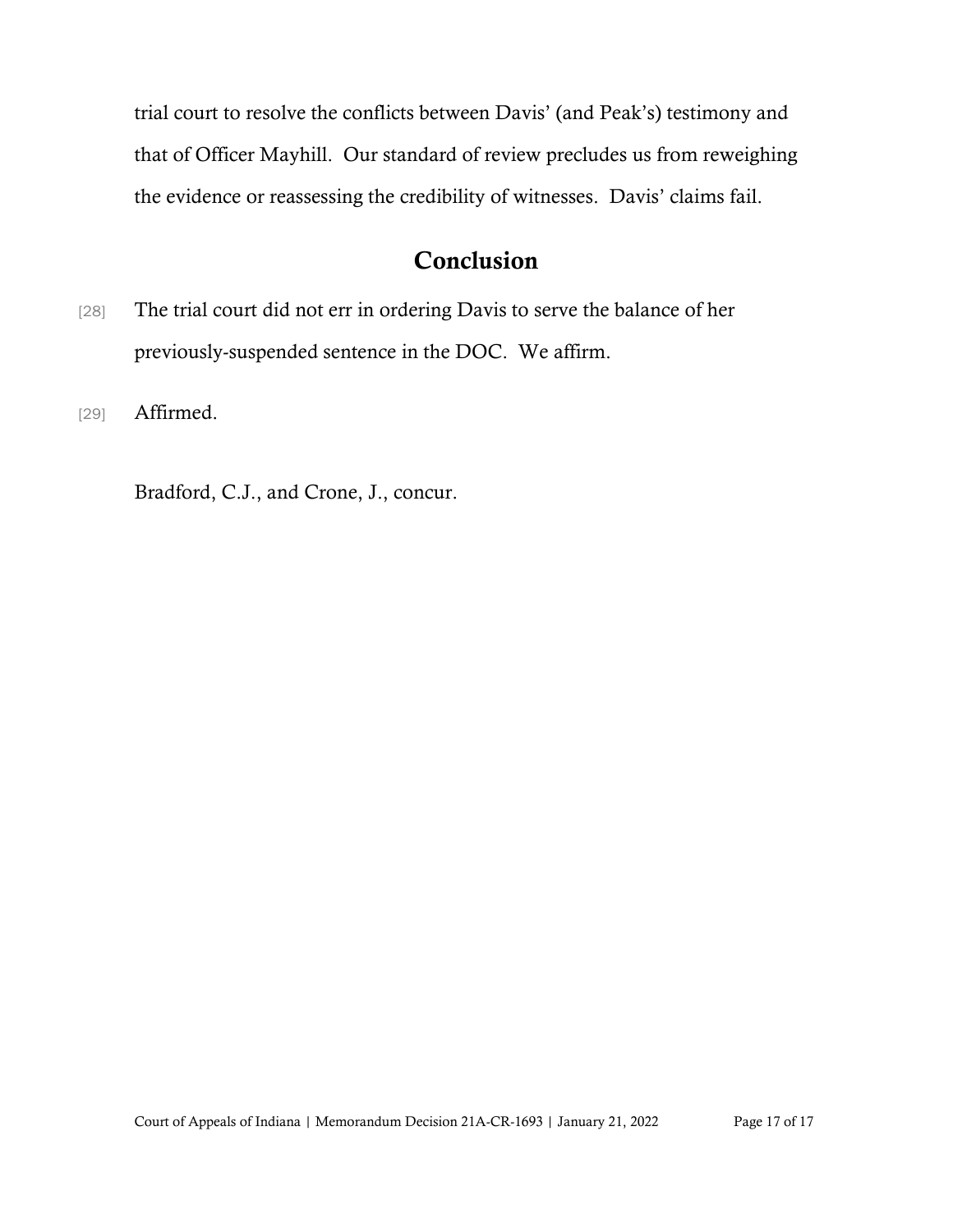trial court to resolve the conflicts between Davis' (and Peak's) testimony and that of Officer Mayhill. Our standard of review precludes us from reweighing the evidence or reassessing the credibility of witnesses. Davis' claims fail.

## Conclusion

[28] The trial court did not err in ordering Davis to serve the balance of her previously-suspended sentence in the DOC. We affirm.

[29] Affirmed.

Bradford, C.J., and Crone, J., concur.